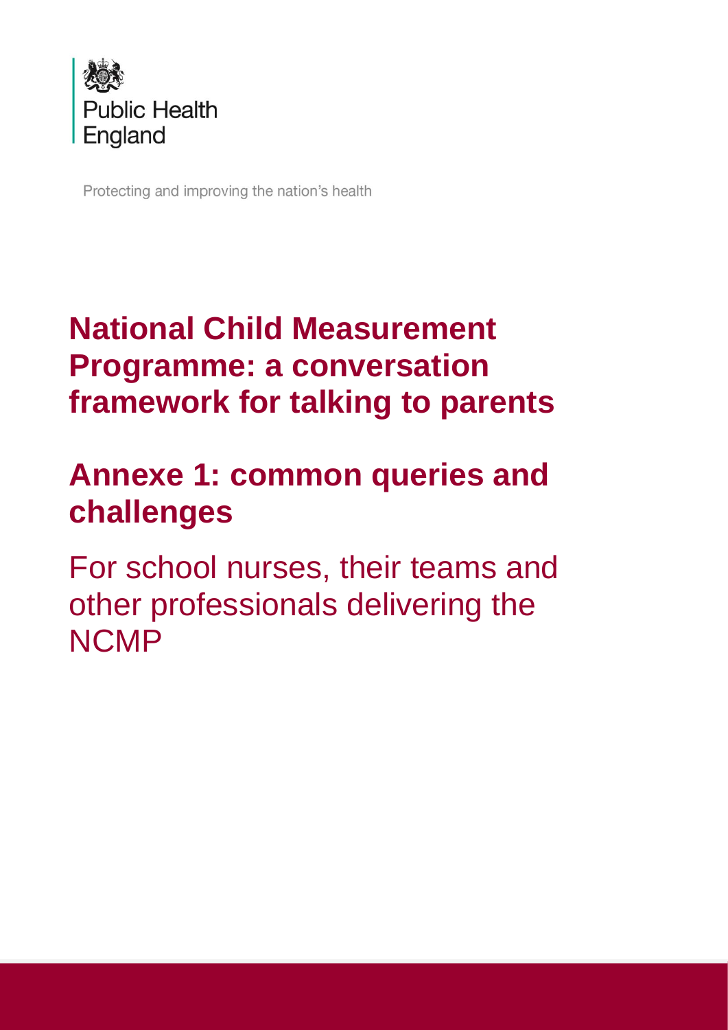Public Health England

Protecting and improving the nation's health

# National Child Measurement Programme: a conversation framework for talking to parents

## Annexe 1: common queries and challenges

For school nurses, their teams and other professionals delivering the NCMP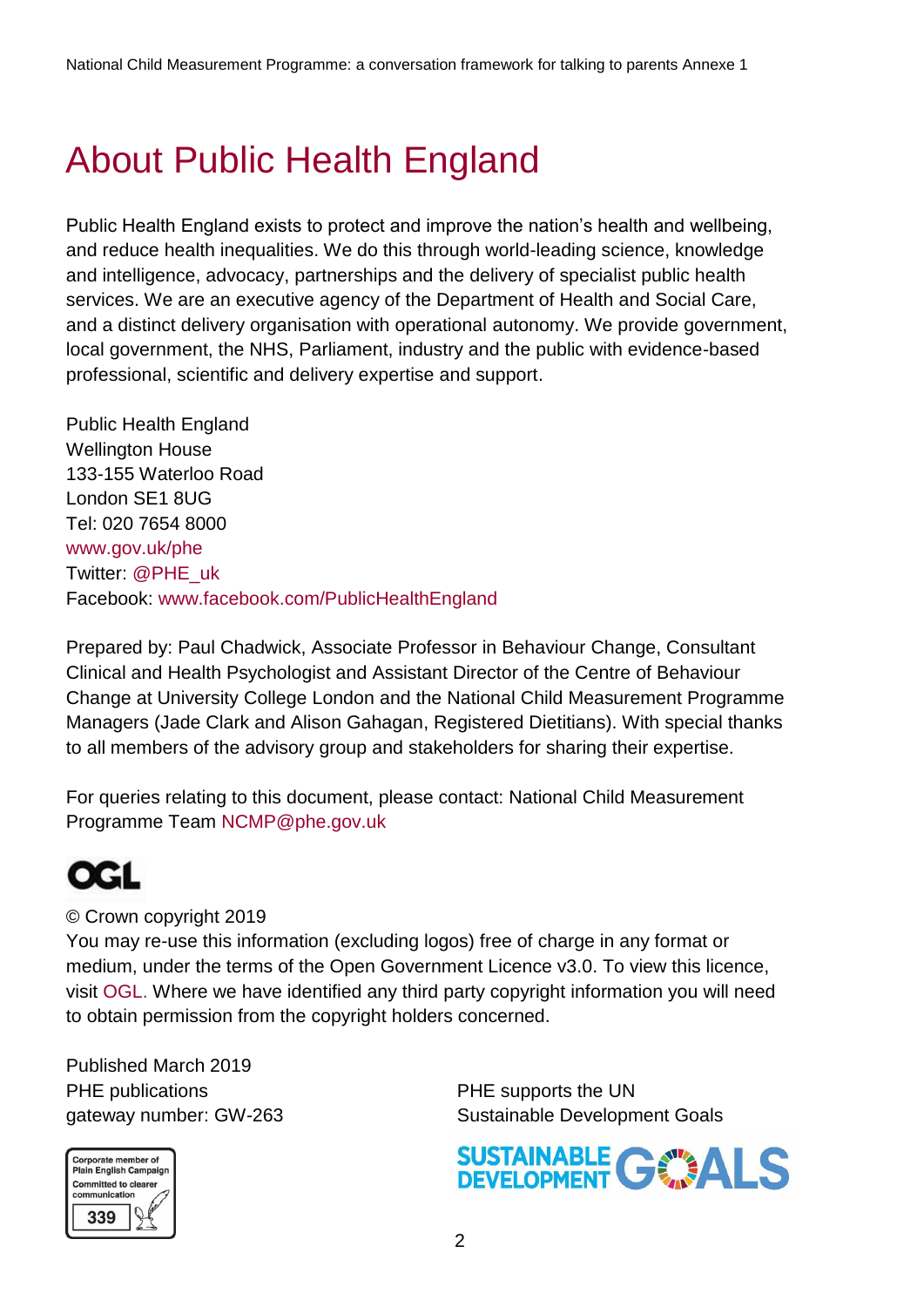# About Public Health England

Public Health England exists to protect and improve the nation's health and wellbeing, and reduce health inequalities. We do this through world-leading science, knowledge and intelligence, advocacy, partnerships and the delivery of specialist public health services. We are an executive agency of the Department of Health and Social Care, and a distinct delivery organisation with operational autonomy. We provide government, local government, the NHS, Parliament, industry and the public with evidence-based professional, scientific and delivery expertise and support.

Public Health England
Wellington House
133-155 Waterloo Road
London SE1 8UG
Tel: 020 7654 8000
www.gov.uk/phe
Twitter: @PHE_uk
Facebook: www.facebook.com/PublicHealthEngland

Prepared by: Paul Chadwick, Associate Professor in Behaviour Change, Consultant Clinical and Health Psychologist and Assistant Director of the Centre of Behaviour Change at University College London and the National Child Measurement Programme Managers (Jade Clark and Alison Gahagan, Registered Dietitians). With special thanks to all members of the advisory group and stakeholders for sharing their expertise.

For queries relating to this document, please contact: National Child Measurement Programme Team NCMP@phe.gov.uk

OGL

© Crown copyright 2019
You may re-use this information (excluding logos) free of charge in any format or medium, under the terms of the Open Government Licence v3.0. To view this licence, visit OGL. Where we have identified any third party copyright information you will need to obtain permission from the copyright holders concerned.

Published March 2019
PHE publications
gateway number: GW-263

Corporate member of Plain English Campaign
Committed to clearer communication
339

PHE supports the UN
Sustainable Development Goals

SUSTAINABLE DEVELOPMENT GOALS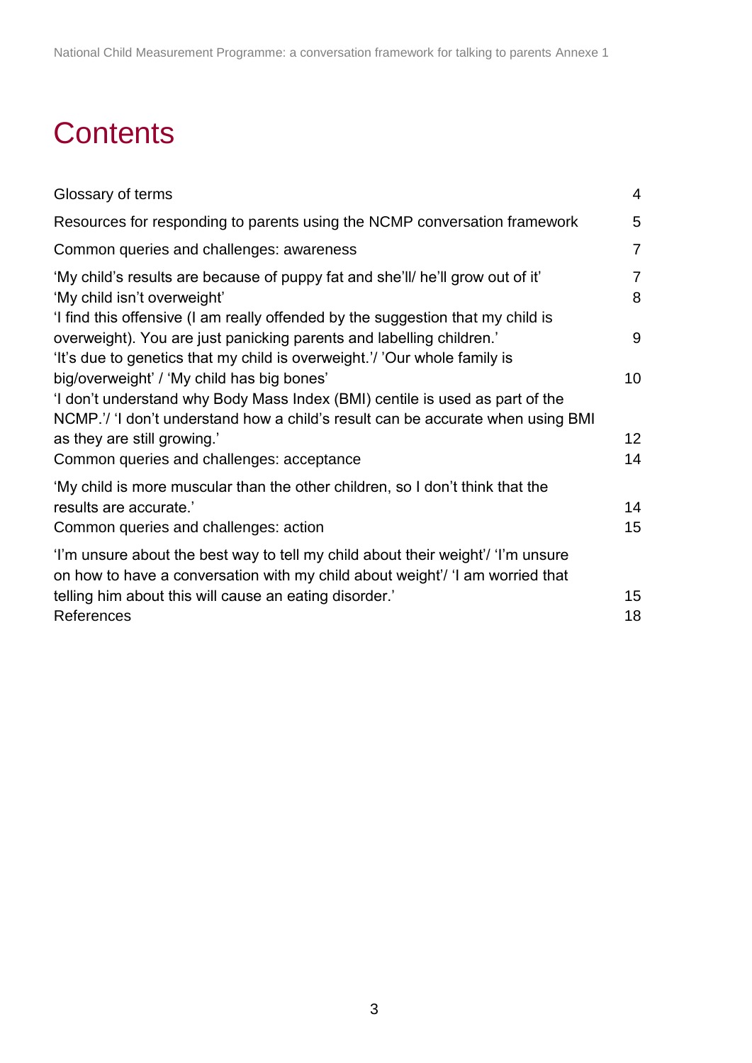# Contents

| | |
|---|---|
| Glossary of terms | 4 |
| Resources for responding to parents using the NCMP conversation framework | 5 |
| Common queries and challenges: awareness | 7 |
| 'My child's results are because of puppy fat and she'll/ he'll grow out of it' | 7 |
| 'My child isn't overweight' | 8 |
| 'I find this offensive (I am really offended by the suggestion that my child is overweight). You are just panicking parents and labelling children.' | 9 |
| 'It's due to genetics that my child is overweight.'/ 'Our whole family is big/overweight' / 'My child has big bones' | 10 |
| 'I don't understand why Body Mass Index (BMI) centile is used as part of the NCMP.'/ 'I don't understand how a child's result can be accurate when using BMI as they are still growing.' | 12 |
| Common queries and challenges: acceptance | 14 |
| 'My child is more muscular than the other children, so I don't think that the results are accurate.' | 14 |
| Common queries and challenges: action | 15 |
| 'I'm unsure about the best way to tell my child about their weight'/ 'I'm unsure on how to have a conversation with my child about weight'/ 'I am worried that telling him about this will cause an eating disorder.' | 15 |
| References | 18 |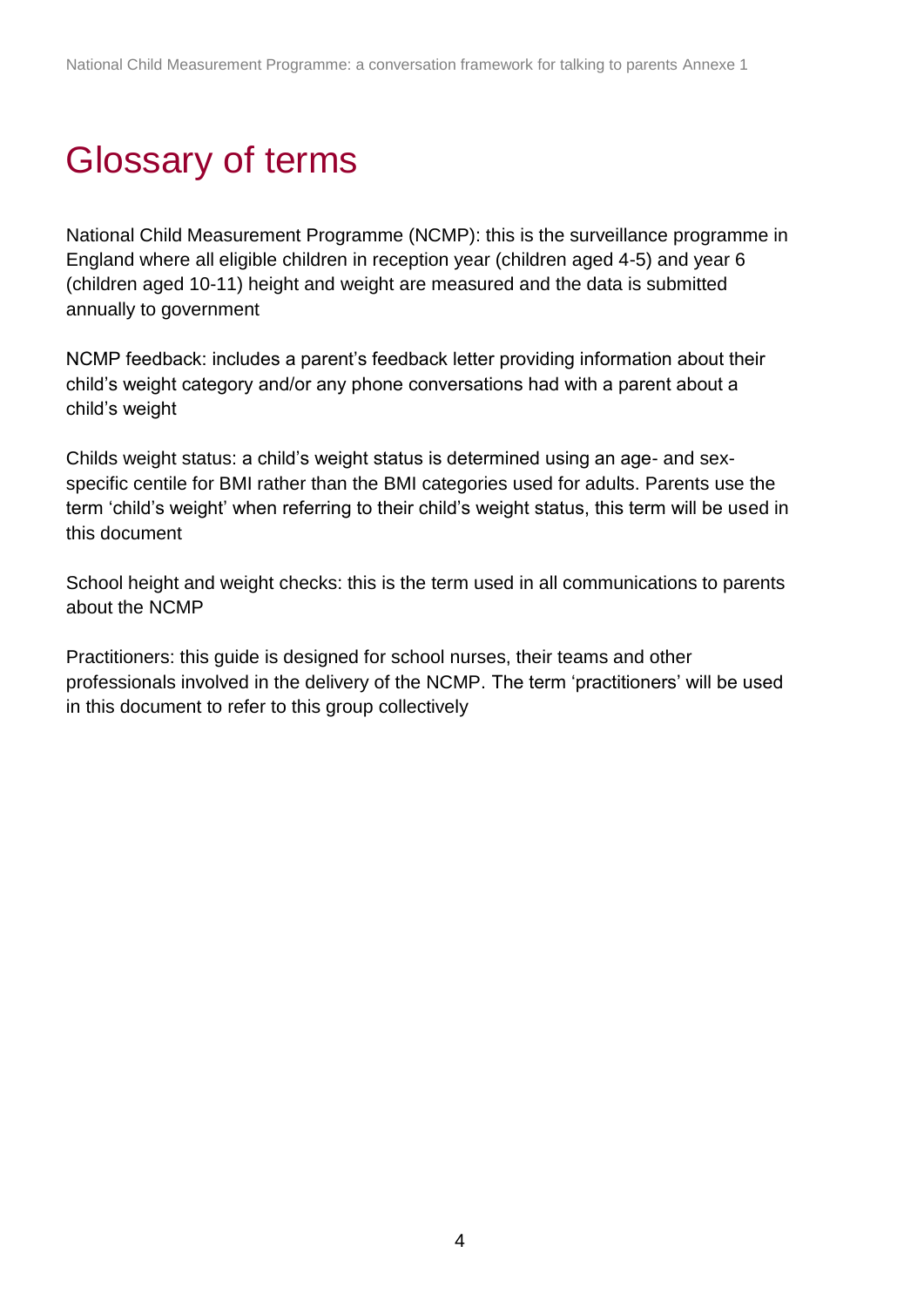# Glossary of terms

National Child Measurement Programme (NCMP): this is the surveillance programme in England where all eligible children in reception year (children aged 4-5) and year 6 (children aged 10-11) height and weight are measured and the data is submitted annually to government

NCMP feedback: includes a parent's feedback letter providing information about their child's weight category and/or any phone conversations had with a parent about a child's weight

Childs weight status: a child's weight status is determined using an age- and sex-specific centile for BMI rather than the BMI categories used for adults. Parents use the term 'child's weight' when referring to their child's weight status, this term will be used in this document

School height and weight checks: this is the term used in all communications to parents about the NCMP

Practitioners: this guide is designed for school nurses, their teams and other professionals involved in the delivery of the NCMP. The term 'practitioners' will be used in this document to refer to this group collectively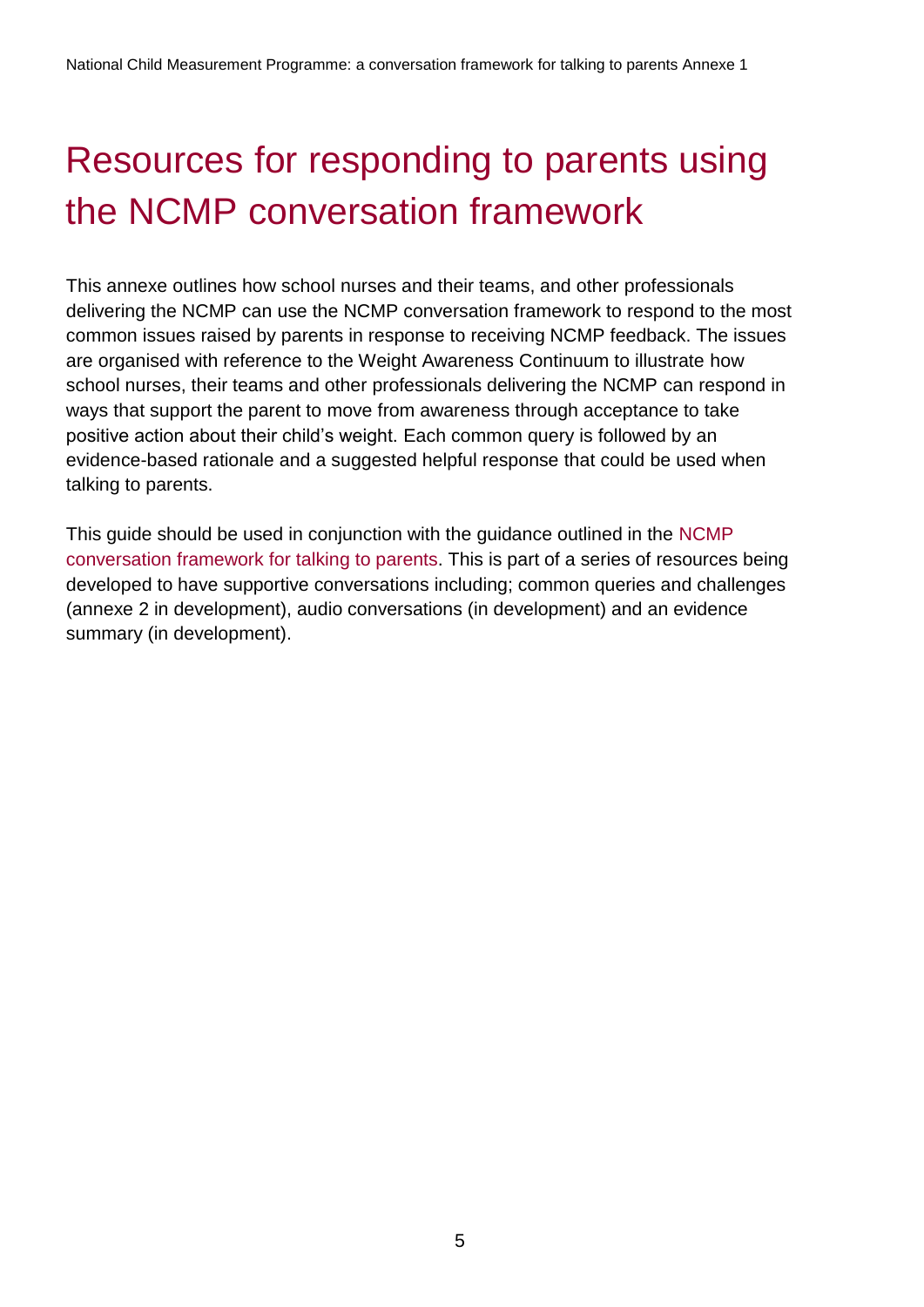# Resources for responding to parents using the NCMP conversation framework

This annexe outlines how school nurses and their teams, and other professionals delivering the NCMP can use the NCMP conversation framework to respond to the most common issues raised by parents in response to receiving NCMP feedback. The issues are organised with reference to the Weight Awareness Continuum to illustrate how school nurses, their teams and other professionals delivering the NCMP can respond in ways that support the parent to move from awareness through acceptance to take positive action about their child's weight. Each common query is followed by an evidence-based rationale and a suggested helpful response that could be used when talking to parents.

This guide should be used in conjunction with the guidance outlined in the NCMP conversation framework for talking to parents. This is part of a series of resources being developed to have supportive conversations including; common queries and challenges (annexe 2 in development), audio conversations (in development) and an evidence summary (in development).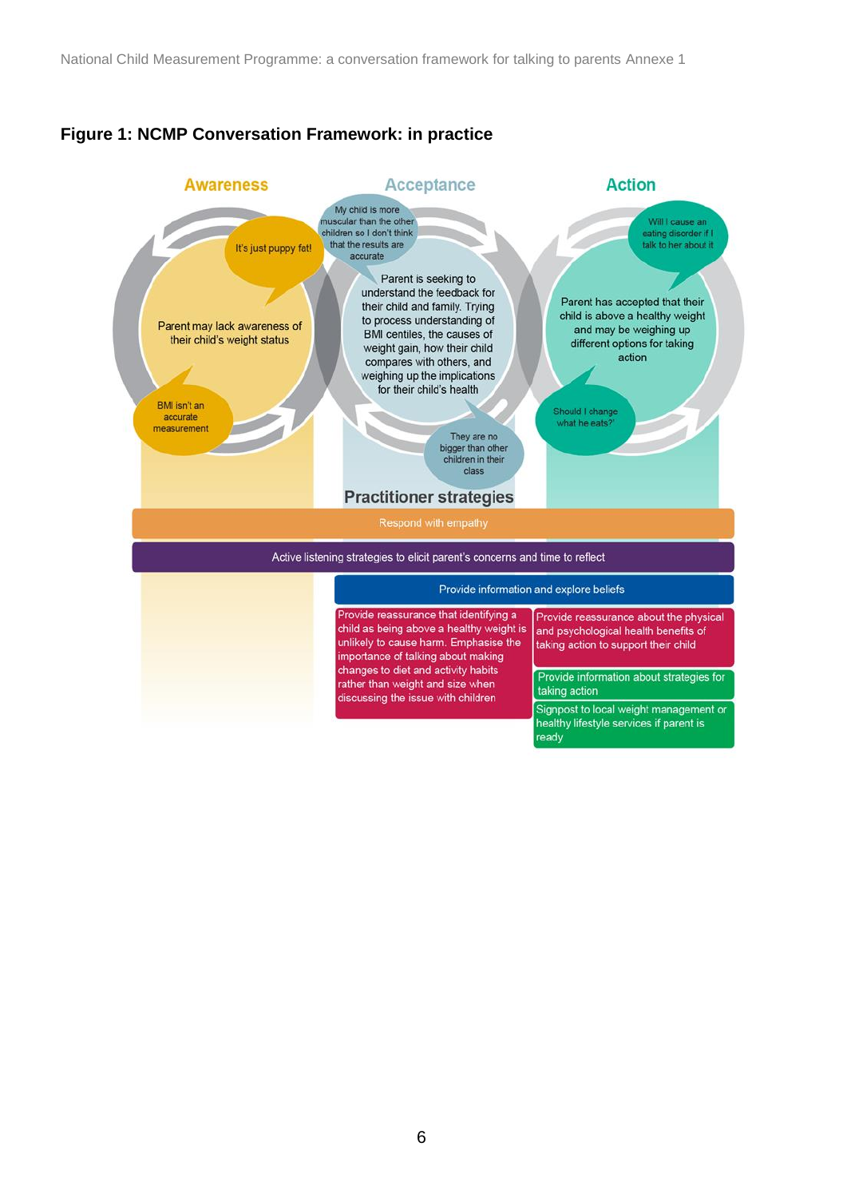## Figure 1: NCMP Conversation Framework: in practice

**Awareness**

Parent may lack awareness of their child's weight status

"It's just puppy fat!"

"BMI isn't an accurate measurement"

**Acceptance**

Parent is seeking to understand the feedback for their child and family. Trying to process understanding of BMI centiles, the causes of weight gain, how their child compares with others, and weighing up the implications for their child's health

"My child is more muscular than the other children so I don't think that the results are accurate"

"They are no bigger than other children in their class"

**Action**

Parent has accepted that their child is above a healthy weight and may be weighing up different options for taking action

"Will I cause an eating disorder if I talk to her about it"

"Should I change what he eats?"

**Practitioner strategies**

- Respond with empathy
- Active listening strategies to elicit parent's concerns and time to reflect
- Provide information and explore beliefs
- Provide reassurance that identifying a child as being above a healthy weight is unlikely to cause harm. Emphasise the importance of talking about making changes to diet and activity habits rather than weight and size when discussing the issue with children
- Provide reassurance about the physical and psychological health benefits of taking action to support their child
- Provide information about strategies for taking action
- Signpost to local weight management or healthy lifestyle services if parent is ready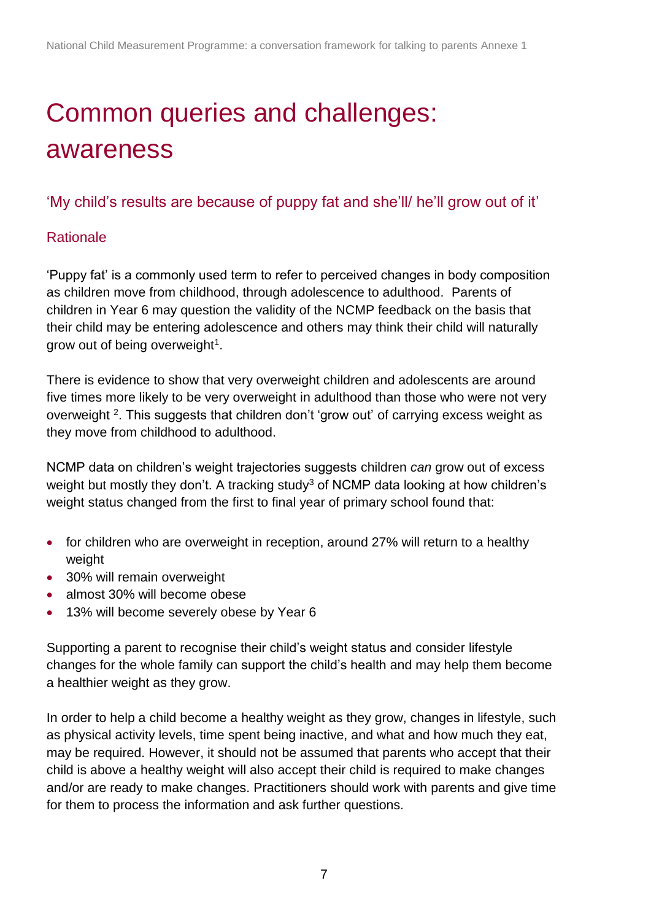# Common queries and challenges: awareness

## 'My child's results are because of puppy fat and she'll/ he'll grow out of it'

### Rationale

'Puppy fat' is a commonly used term to refer to perceived changes in body composition as children move from childhood, through adolescence to adulthood. Parents of children in Year 6 may question the validity of the NCMP feedback on the basis that their child may be entering adolescence and others may think their child will naturally grow out of being overweight[1].

There is evidence to show that very overweight children and adolescents are around five times more likely to be very overweight in adulthood than those who were not very overweight [2]. This suggests that children don't 'grow out' of carrying excess weight as they move from childhood to adulthood.

NCMP data on children's weight trajectories suggests children *can* grow out of excess weight but mostly they don't. A tracking study[3] of NCMP data looking at how children's weight status changed from the first to final year of primary school found that:

- for children who are overweight in reception, around 27% will return to a healthy weight
- 30% will remain overweight
- almost 30% will become obese
- 13% will become severely obese by Year 6

Supporting a parent to recognise their child's weight status and consider lifestyle changes for the whole family can support the child's health and may help them become a healthier weight as they grow.

In order to help a child become a healthy weight as they grow, changes in lifestyle, such as physical activity levels, time spent being inactive, and what and how much they eat, may be required. However, it should not be assumed that parents who accept that their child is above a healthy weight will also accept their child is required to make changes and/or are ready to make changes. Practitioners should work with parents and give time for them to process the information and ask further questions.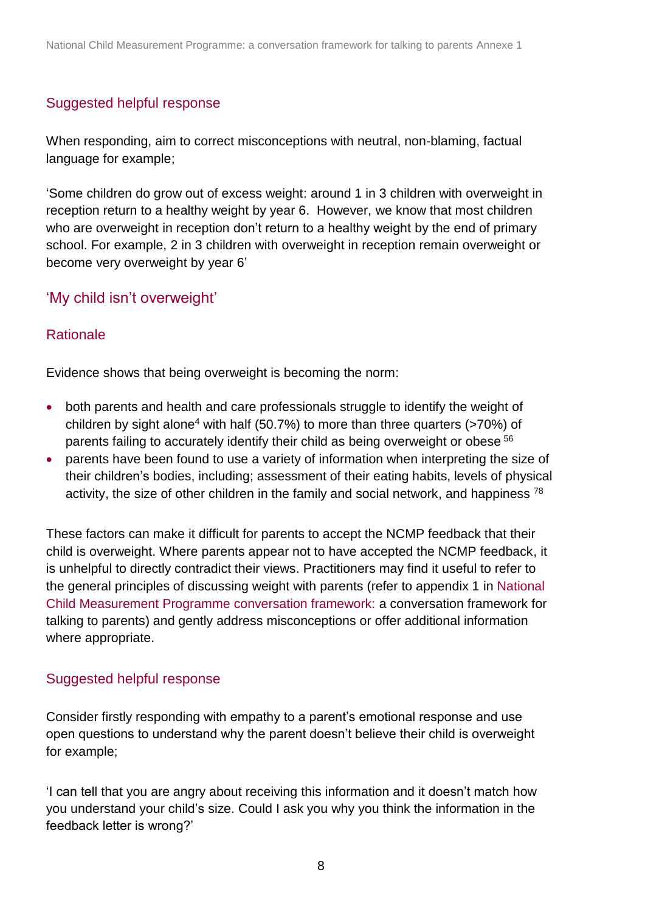### Suggested helpful response

When responding, aim to correct misconceptions with neutral, non-blaming, factual language for example;

'Some children do grow out of excess weight: around 1 in 3 children with overweight in reception return to a healthy weight by year 6. However, we know that most children who are overweight in reception don't return to a healthy weight by the end of primary school. For example, 2 in 3 children with overweight in reception remain overweight or become very overweight by year 6'

## 'My child isn't overweight'

### Rationale

Evidence shows that being overweight is becoming the norm:

- both parents and health and care professionals struggle to identify the weight of children by sight alone[4] with half (50.7%) to more than three quarters (>70%) of parents failing to accurately identify their child as being overweight or obese [5,6]
- parents have been found to use a variety of information when interpreting the size of their children's bodies, including; assessment of their eating habits, levels of physical activity, the size of other children in the family and social network, and happiness [7,8]

These factors can make it difficult for parents to accept the NCMP feedback that their child is overweight. Where parents appear not to have accepted the NCMP feedback, it is unhelpful to directly contradict their views. Practitioners may find it useful to refer to the general principles of discussing weight with parents (refer to appendix 1 in National Child Measurement Programme conversation framework: a conversation framework for talking to parents) and gently address misconceptions or offer additional information where appropriate.

### Suggested helpful response

Consider firstly responding with empathy to a parent's emotional response and use open questions to understand why the parent doesn't believe their child is overweight for example;

'I can tell that you are angry about receiving this information and it doesn't match how you understand your child's size. Could I ask you why you think the information in the feedback letter is wrong?'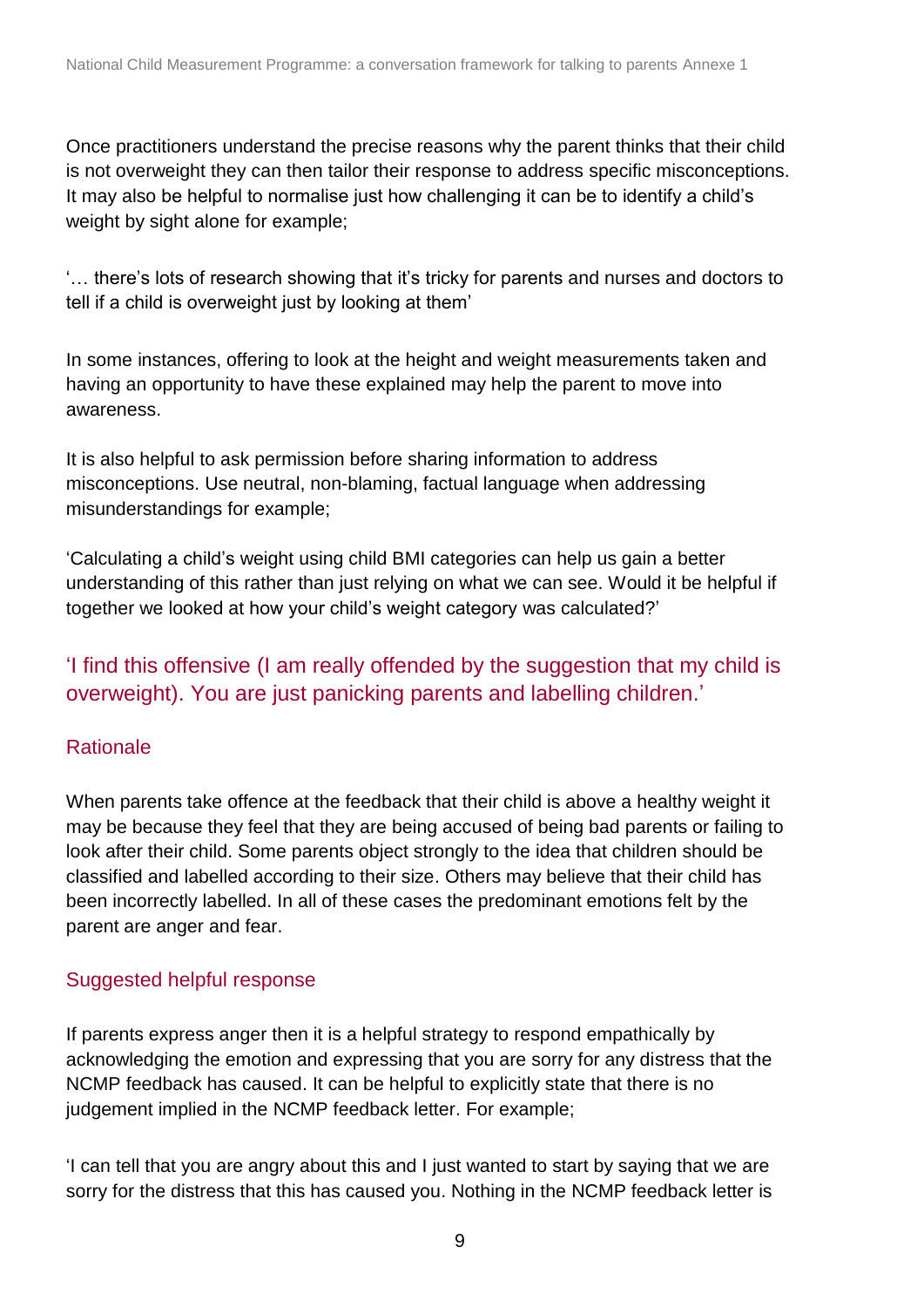Once practitioners understand the precise reasons why the parent thinks that their child is not overweight they can then tailor their response to address specific misconceptions. It may also be helpful to normalise just how challenging it can be to identify a child's weight by sight alone for example;

'… there's lots of research showing that it's tricky for parents and nurses and doctors to tell if a child is overweight just by looking at them'

In some instances, offering to look at the height and weight measurements taken and having an opportunity to have these explained may help the parent to move into awareness.

It is also helpful to ask permission before sharing information to address misconceptions. Use neutral, non-blaming, factual language when addressing misunderstandings for example;

'Calculating a child's weight using child BMI categories can help us gain a better understanding of this rather than just relying on what we can see. Would it be helpful if together we looked at how your child's weight category was calculated?'

## 'I find this offensive (I am really offended by the suggestion that my child is overweight). You are just panicking parents and labelling children.'

### Rationale

When parents take offence at the feedback that their child is above a healthy weight it may be because they feel that they are being accused of being bad parents or failing to look after their child. Some parents object strongly to the idea that children should be classified and labelled according to their size. Others may believe that their child has been incorrectly labelled. In all of these cases the predominant emotions felt by the parent are anger and fear.

### Suggested helpful response

If parents express anger then it is a helpful strategy to respond empathically by acknowledging the emotion and expressing that you are sorry for any distress that the NCMP feedback has caused. It can be helpful to explicitly state that there is no judgement implied in the NCMP feedback letter. For example;

'I can tell that you are angry about this and I just wanted to start by saying that we are sorry for the distress that this has caused you. Nothing in the NCMP feedback letter is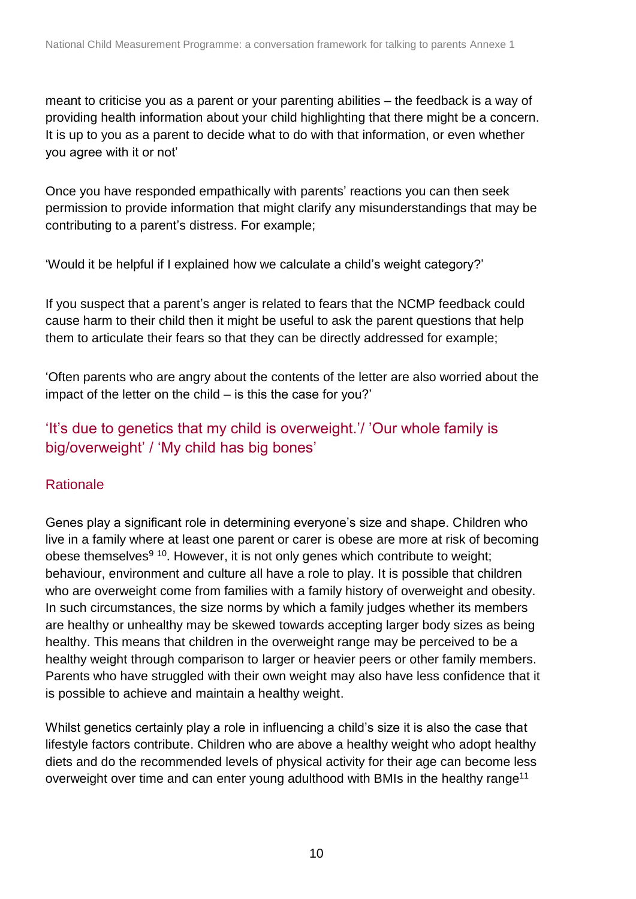meant to criticise you as a parent or your parenting abilities – the feedback is a way of providing health information about your child highlighting that there might be a concern. It is up to you as a parent to decide what to do with that information, or even whether you agree with it or not'

Once you have responded empathically with parents' reactions you can then seek permission to provide information that might clarify any misunderstandings that may be contributing to a parent's distress. For example;

'Would it be helpful if I explained how we calculate a child's weight category?'

If you suspect that a parent's anger is related to fears that the NCMP feedback could cause harm to their child then it might be useful to ask the parent questions that help them to articulate their fears so that they can be directly addressed for example;

'Often parents who are angry about the contents of the letter are also worried about the impact of the letter on the child – is this the case for you?'

## 'It's due to genetics that my child is overweight.'/ 'Our whole family is big/overweight' / 'My child has big bones'

### Rationale

Genes play a significant role in determining everyone's size and shape. Children who live in a family where at least one parent or carer is obese are more at risk of becoming obese themselves[9 10]. However, it is not only genes which contribute to weight; behaviour, environment and culture all have a role to play. It is possible that children who are overweight come from families with a family history of overweight and obesity. In such circumstances, the size norms by which a family judges whether its members are healthy or unhealthy may be skewed towards accepting larger body sizes as being healthy. This means that children in the overweight range may be perceived to be a healthy weight through comparison to larger or heavier peers or other family members. Parents who have struggled with their own weight may also have less confidence that it is possible to achieve and maintain a healthy weight.

Whilst genetics certainly play a role in influencing a child's size it is also the case that lifestyle factors contribute. Children who are above a healthy weight who adopt healthy diets and do the recommended levels of physical activity for their age can become less overweight over time and can enter young adulthood with BMIs in the healthy range[11]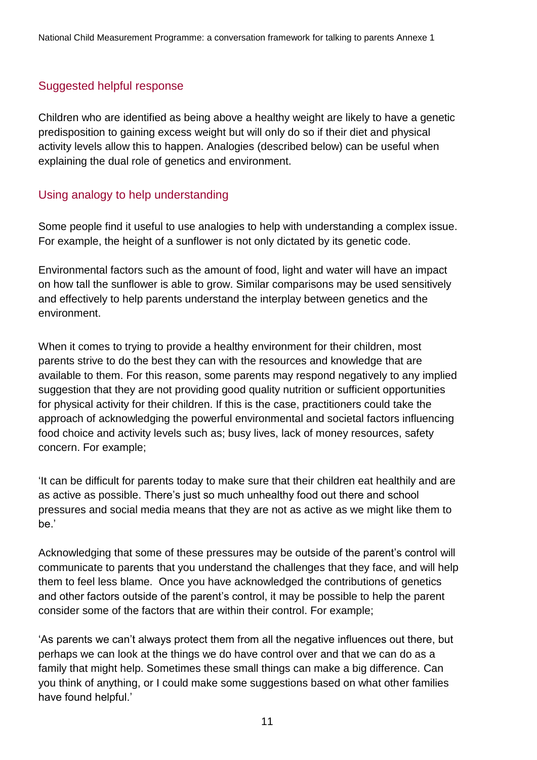## Suggested helpful response

Children who are identified as being above a healthy weight are likely to have a genetic predisposition to gaining excess weight but will only do so if their diet and physical activity levels allow this to happen. Analogies (described below) can be useful when explaining the dual role of genetics and environment.

## Using analogy to help understanding

Some people find it useful to use analogies to help with understanding a complex issue. For example, the height of a sunflower is not only dictated by its genetic code.

Environmental factors such as the amount of food, light and water will have an impact on how tall the sunflower is able to grow. Similar comparisons may be used sensitively and effectively to help parents understand the interplay between genetics and the environment.

When it comes to trying to provide a healthy environment for their children, most parents strive to do the best they can with the resources and knowledge that are available to them. For this reason, some parents may respond negatively to any implied suggestion that they are not providing good quality nutrition or sufficient opportunities for physical activity for their children. If this is the case, practitioners could take the approach of acknowledging the powerful environmental and societal factors influencing food choice and activity levels such as; busy lives, lack of money resources, safety concern. For example;

'It can be difficult for parents today to make sure that their children eat healthily and are as active as possible. There's just so much unhealthy food out there and school pressures and social media means that they are not as active as we might like them to be.'

Acknowledging that some of these pressures may be outside of the parent's control will communicate to parents that you understand the challenges that they face, and will help them to feel less blame. Once you have acknowledged the contributions of genetics and other factors outside of the parent's control, it may be possible to help the parent consider some of the factors that are within their control. For example;

'As parents we can't always protect them from all the negative influences out there, but perhaps we can look at the things we do have control over and that we can do as a family that might help. Sometimes these small things can make a big difference. Can you think of anything, or I could make some suggestions based on what other families have found helpful.'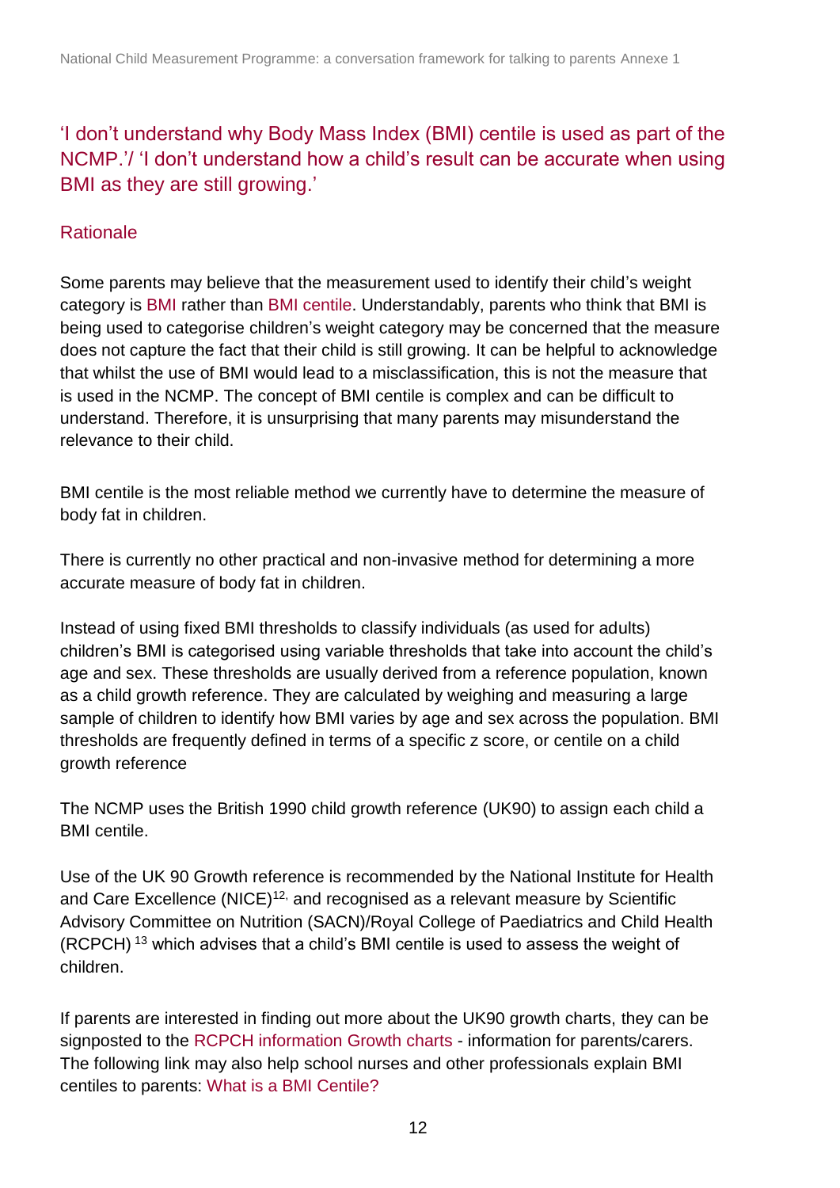## 'I don't understand why Body Mass Index (BMI) centile is used as part of the NCMP.'/ 'I don't understand how a child's result can be accurate when using BMI as they are still growing.'

### Rationale

Some parents may believe that the measurement used to identify their child's weight category is BMI rather than BMI centile. Understandably, parents who think that BMI is being used to categorise children's weight category may be concerned that the measure does not capture the fact that their child is still growing. It can be helpful to acknowledge that whilst the use of BMI would lead to a misclassification, this is not the measure that is used in the NCMP. The concept of BMI centile is complex and can be difficult to understand. Therefore, it is unsurprising that many parents may misunderstand the relevance to their child.

BMI centile is the most reliable method we currently have to determine the measure of body fat in children.

There is currently no other practical and non-invasive method for determining a more accurate measure of body fat in children.

Instead of using fixed BMI thresholds to classify individuals (as used for adults) children's BMI is categorised using variable thresholds that take into account the child's age and sex. These thresholds are usually derived from a reference population, known as a child growth reference. They are calculated by weighing and measuring a large sample of children to identify how BMI varies by age and sex across the population. BMI thresholds are frequently defined in terms of a specific z score, or centile on a child growth reference

The NCMP uses the British 1990 child growth reference (UK90) to assign each child a BMI centile.

Use of the UK 90 Growth reference is recommended by the National Institute for Health and Care Excellence (NICE)[12,] and recognised as a relevant measure by Scientific Advisory Committee on Nutrition (SACN)/Royal College of Paediatrics and Child Health (RCPCH) [13] which advises that a child's BMI centile is used to assess the weight of children.

If parents are interested in finding out more about the UK90 growth charts, they can be signposted to the RCPCH information Growth charts - information for parents/carers. The following link may also help school nurses and other professionals explain BMI centiles to parents: What is a BMI Centile?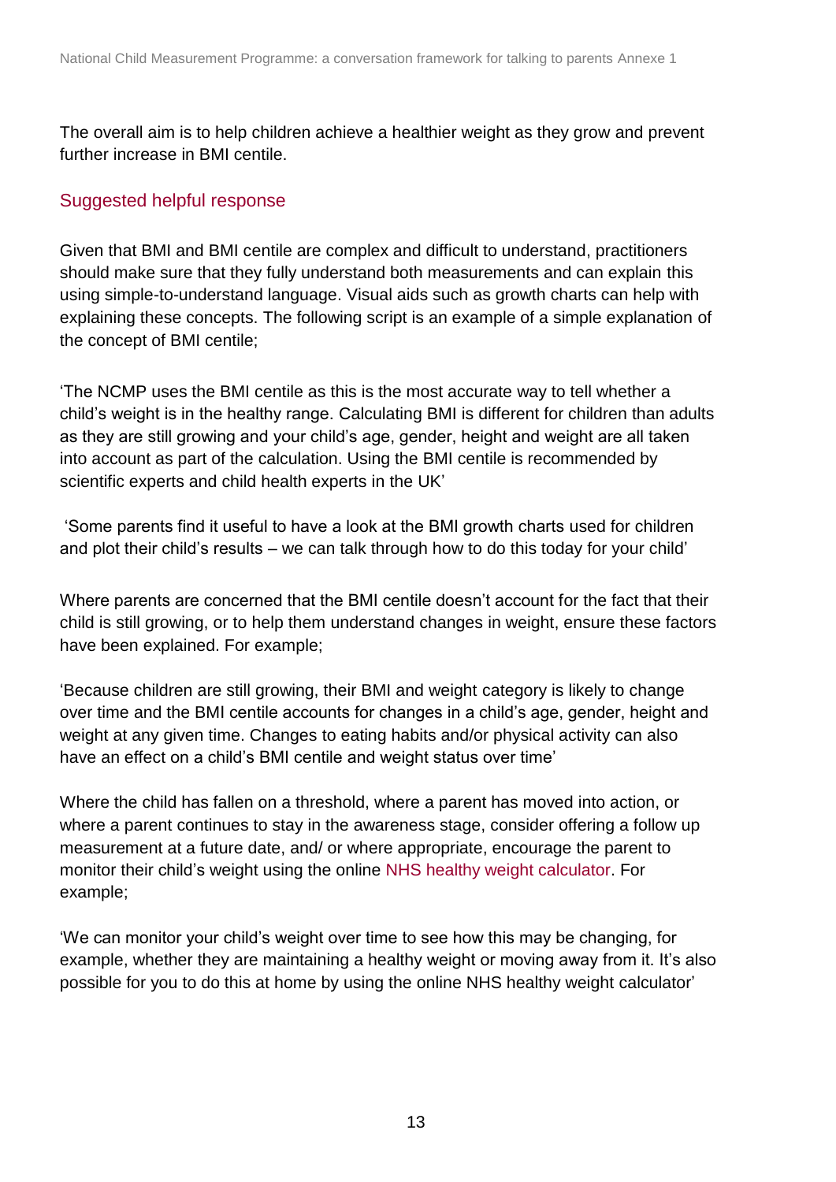The overall aim is to help children achieve a healthier weight as they grow and prevent further increase in BMI centile.

## Suggested helpful response

Given that BMI and BMI centile are complex and difficult to understand, practitioners should make sure that they fully understand both measurements and can explain this using simple-to-understand language. Visual aids such as growth charts can help with explaining these concepts. The following script is an example of a simple explanation of the concept of BMI centile;

'The NCMP uses the BMI centile as this is the most accurate way to tell whether a child's weight is in the healthy range. Calculating BMI is different for children than adults as they are still growing and your child's age, gender, height and weight are all taken into account as part of the calculation. Using the BMI centile is recommended by scientific experts and child health experts in the UK'

'Some parents find it useful to have a look at the BMI growth charts used for children and plot their child's results – we can talk through how to do this today for your child'

Where parents are concerned that the BMI centile doesn't account for the fact that their child is still growing, or to help them understand changes in weight, ensure these factors have been explained. For example;

'Because children are still growing, their BMI and weight category is likely to change over time and the BMI centile accounts for changes in a child's age, gender, height and weight at any given time. Changes to eating habits and/or physical activity can also have an effect on a child's BMI centile and weight status over time'

Where the child has fallen on a threshold, where a parent has moved into action, or where a parent continues to stay in the awareness stage, consider offering a follow up measurement at a future date, and/ or where appropriate, encourage the parent to monitor their child's weight using the online NHS healthy weight calculator. For example;

'We can monitor your child's weight over time to see how this may be changing, for example, whether they are maintaining a healthy weight or moving away from it. It's also possible for you to do this at home by using the online NHS healthy weight calculator'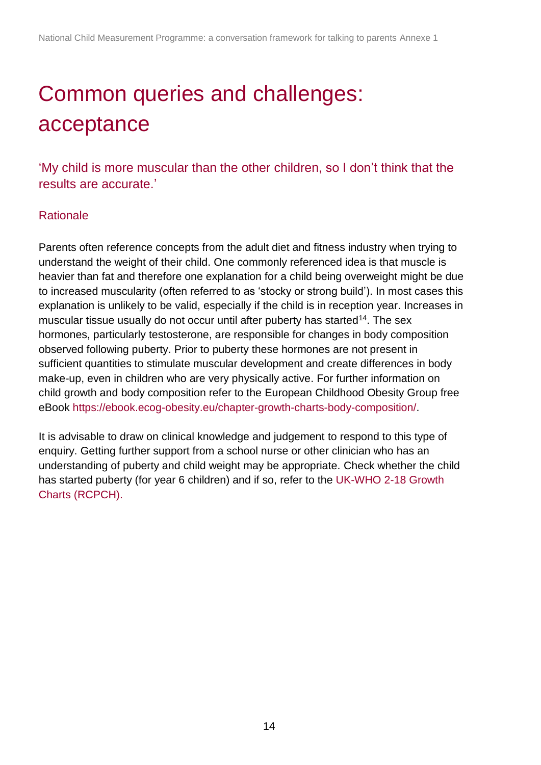# Common queries and challenges: acceptance

## 'My child is more muscular than the other children, so I don't think that the results are accurate.'

### Rationale

Parents often reference concepts from the adult diet and fitness industry when trying to understand the weight of their child. One commonly referenced idea is that muscle is heavier than fat and therefore one explanation for a child being overweight might be due to increased muscularity (often referred to as 'stocky or strong build'). In most cases this explanation is unlikely to be valid, especially if the child is in reception year. Increases in muscular tissue usually do not occur until after puberty has started[14]. The sex hormones, particularly testosterone, are responsible for changes in body composition observed following puberty. Prior to puberty these hormones are not present in sufficient quantities to stimulate muscular development and create differences in body make-up, even in children who are very physically active. For further information on child growth and body composition refer to the European Childhood Obesity Group free eBook https://ebook.ecog-obesity.eu/chapter-growth-charts-body-composition/.

It is advisable to draw on clinical knowledge and judgement to respond to this type of enquiry. Getting further support from a school nurse or other clinician who has an understanding of puberty and child weight may be appropriate. Check whether the child has started puberty (for year 6 children) and if so, refer to the UK-WHO 2-18 Growth Charts (RCPCH).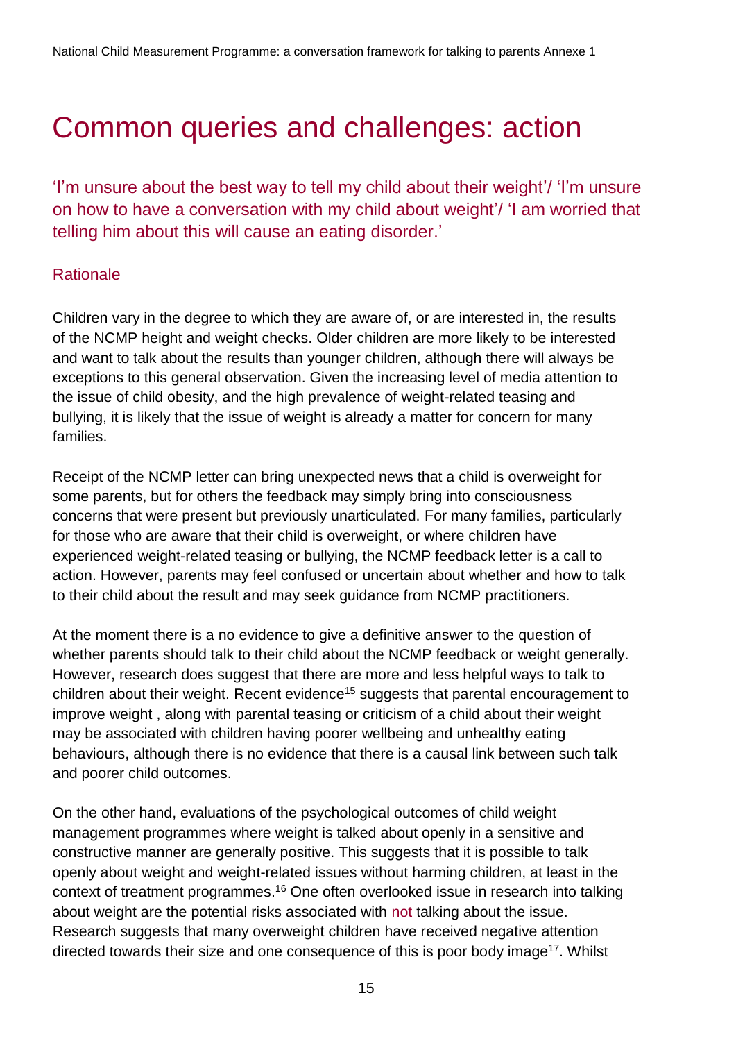# Common queries and challenges: action

## 'I'm unsure about the best way to tell my child about their weight'/ 'I'm unsure on how to have a conversation with my child about weight'/ 'I am worried that telling him about this will cause an eating disorder.'

### Rationale

Children vary in the degree to which they are aware of, or are interested in, the results of the NCMP height and weight checks. Older children are more likely to be interested and want to talk about the results than younger children, although there will always be exceptions to this general observation. Given the increasing level of media attention to the issue of child obesity, and the high prevalence of weight-related teasing and bullying, it is likely that the issue of weight is already a matter for concern for many families.

Receipt of the NCMP letter can bring unexpected news that a child is overweight for some parents, but for others the feedback may simply bring into consciousness concerns that were present but previously unarticulated. For many families, particularly for those who are aware that their child is overweight, or where children have experienced weight-related teasing or bullying, the NCMP feedback letter is a call to action. However, parents may feel confused or uncertain about whether and how to talk to their child about the result and may seek guidance from NCMP practitioners.

At the moment there is a no evidence to give a definitive answer to the question of whether parents should talk to their child about the NCMP feedback or weight generally. However, research does suggest that there are more and less helpful ways to talk to children about their weight. Recent evidence[15] suggests that parental encouragement to improve weight , along with parental teasing or criticism of a child about their weight may be associated with children having poorer wellbeing and unhealthy eating behaviours, although there is no evidence that there is a causal link between such talk and poorer child outcomes.

On the other hand, evaluations of the psychological outcomes of child weight management programmes where weight is talked about openly in a sensitive and constructive manner are generally positive. This suggests that it is possible to talk openly about weight and weight-related issues without harming children, at least in the context of treatment programmes.[16] One often overlooked issue in research into talking about weight are the potential risks associated with not talking about the issue. Research suggests that many overweight children have received negative attention directed towards their size and one consequence of this is poor body image[17]. Whilst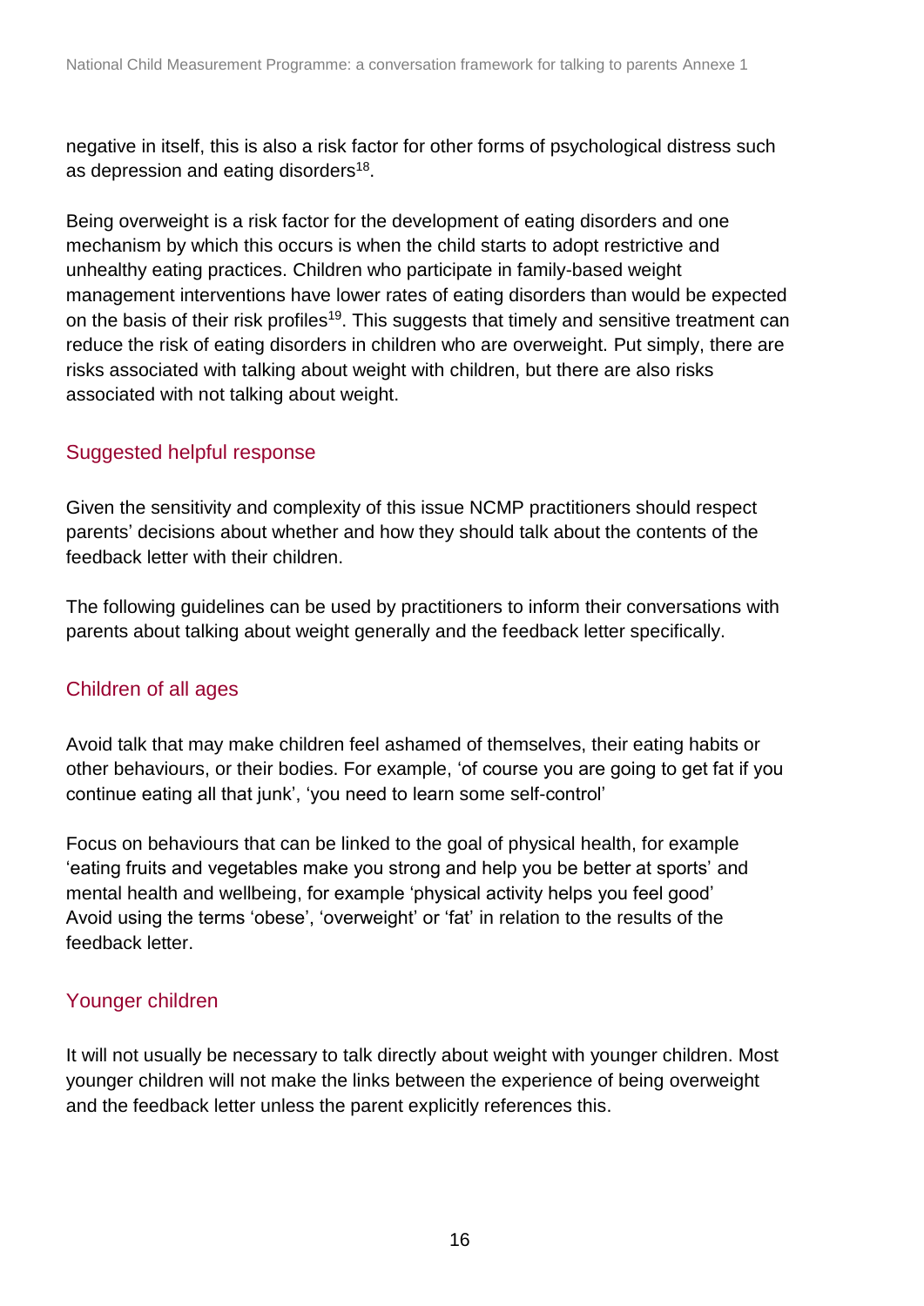negative in itself, this is also a risk factor for other forms of psychological distress such as depression and eating disorders[18].

Being overweight is a risk factor for the development of eating disorders and one mechanism by which this occurs is when the child starts to adopt restrictive and unhealthy eating practices. Children who participate in family-based weight management interventions have lower rates of eating disorders than would be expected on the basis of their risk profiles[19]. This suggests that timely and sensitive treatment can reduce the risk of eating disorders in children who are overweight. Put simply, there are risks associated with talking about weight with children, but there are also risks associated with not talking about weight.

## Suggested helpful response

Given the sensitivity and complexity of this issue NCMP practitioners should respect parents' decisions about whether and how they should talk about the contents of the feedback letter with their children.

The following guidelines can be used by practitioners to inform their conversations with parents about talking about weight generally and the feedback letter specifically.

## Children of all ages

Avoid talk that may make children feel ashamed of themselves, their eating habits or other behaviours, or their bodies. For example, 'of course you are going to get fat if you continue eating all that junk', 'you need to learn some self-control'

Focus on behaviours that can be linked to the goal of physical health, for example 'eating fruits and vegetables make you strong and help you be better at sports' and mental health and wellbeing, for example 'physical activity helps you feel good'
Avoid using the terms 'obese', 'overweight' or 'fat' in relation to the results of the feedback letter.

## Younger children

It will not usually be necessary to talk directly about weight with younger children. Most younger children will not make the links between the experience of being overweight and the feedback letter unless the parent explicitly references this.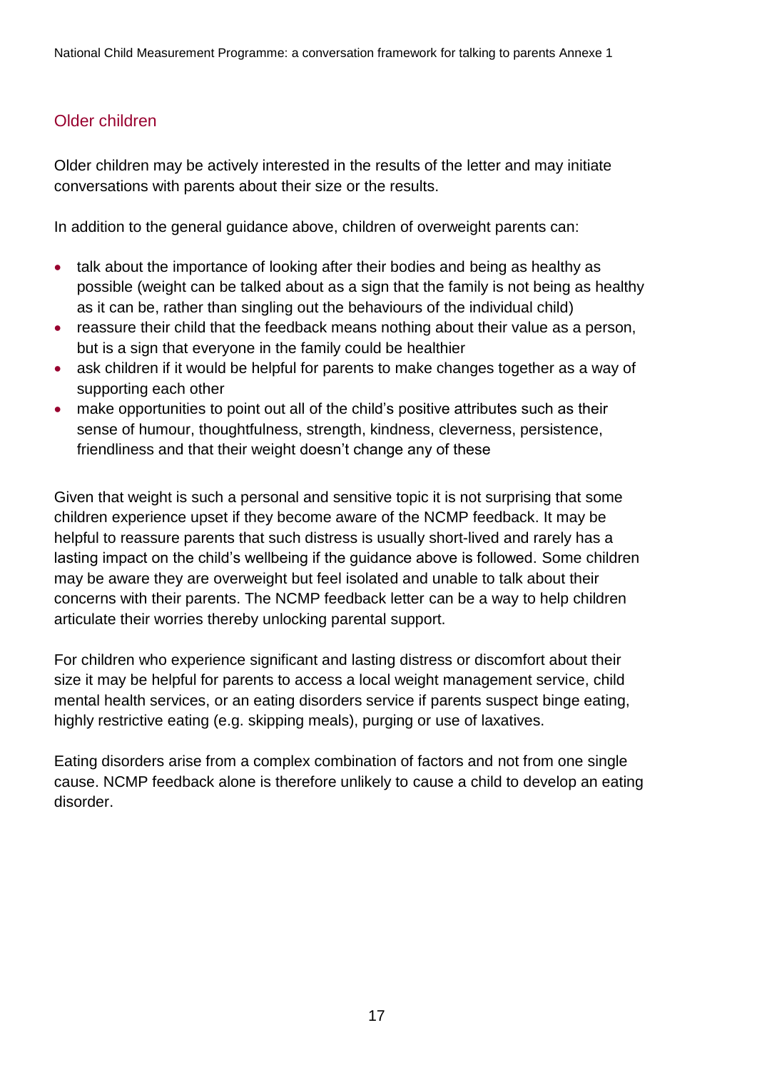## Older children

Older children may be actively interested in the results of the letter and may initiate conversations with parents about their size or the results.

In addition to the general guidance above, children of overweight parents can:

- talk about the importance of looking after their bodies and being as healthy as possible (weight can be talked about as a sign that the family is not being as healthy as it can be, rather than singling out the behaviours of the individual child)
- reassure their child that the feedback means nothing about their value as a person, but is a sign that everyone in the family could be healthier
- ask children if it would be helpful for parents to make changes together as a way of supporting each other
- make opportunities to point out all of the child's positive attributes such as their sense of humour, thoughtfulness, strength, kindness, cleverness, persistence, friendliness and that their weight doesn't change any of these

Given that weight is such a personal and sensitive topic it is not surprising that some children experience upset if they become aware of the NCMP feedback. It may be helpful to reassure parents that such distress is usually short-lived and rarely has a lasting impact on the child's wellbeing if the guidance above is followed. Some children may be aware they are overweight but feel isolated and unable to talk about their concerns with their parents. The NCMP feedback letter can be a way to help children articulate their worries thereby unlocking parental support.

For children who experience significant and lasting distress or discomfort about their size it may be helpful for parents to access a local weight management service, child mental health services, or an eating disorders service if parents suspect binge eating, highly restrictive eating (e.g. skipping meals), purging or use of laxatives.

Eating disorders arise from a complex combination of factors and not from one single cause. NCMP feedback alone is therefore unlikely to cause a child to develop an eating disorder.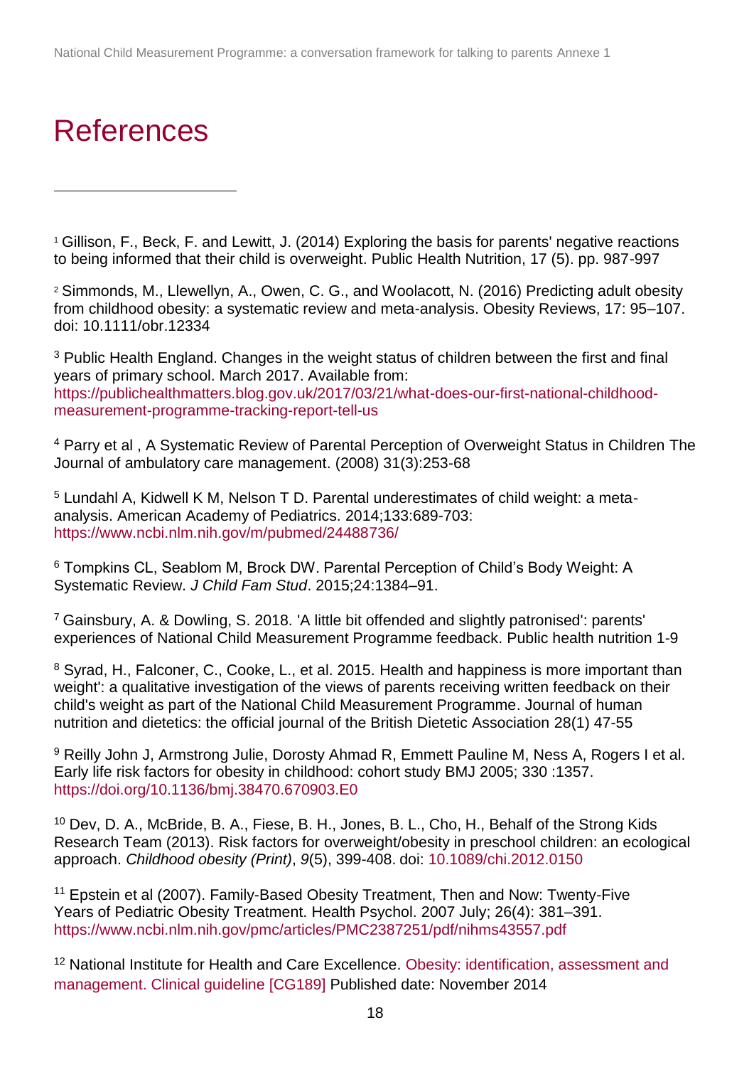# References

[1] Gillison, F., Beck, F. and Lewitt, J. (2014) Exploring the basis for parents' negative reactions to being informed that their child is overweight. Public Health Nutrition, 17 (5). pp. 987-997

[2] Simmonds, M., Llewellyn, A., Owen, C. G., and Woolacott, N. (2016) Predicting adult obesity from childhood obesity: a systematic review and meta-analysis. Obesity Reviews, 17: 95–107. doi: 10.1111/obr.12334

[3] Public Health England. Changes in the weight status of children between the first and final years of primary school. March 2017. Available from: https://publichealthmatters.blog.gov.uk/2017/03/21/what-does-our-first-national-childhood-measurement-programme-tracking-report-tell-us

[4] Parry et al , A Systematic Review of Parental Perception of Overweight Status in Children The Journal of ambulatory care management. (2008) 31(3):253-68

[5] Lundahl A, Kidwell K M, Nelson T D. Parental underestimates of child weight: a meta-analysis. American Academy of Pediatrics. 2014;133:689-703: https://www.ncbi.nlm.nih.gov/m/pubmed/24488736/

[6] Tompkins CL, Seablom M, Brock DW. Parental Perception of Child's Body Weight: A Systematic Review. *J Child Fam Stud*. 2015;24:1384–91.

[7] Gainsbury, A. & Dowling, S. 2018. 'A little bit offended and slightly patronised': parents' experiences of National Child Measurement Programme feedback. Public health nutrition 1-9

[8] Syrad, H., Falconer, C., Cooke, L., et al. 2015. Health and happiness is more important than weight': a qualitative investigation of the views of parents receiving written feedback on their child's weight as part of the National Child Measurement Programme. Journal of human nutrition and dietetics: the official journal of the British Dietetic Association 28(1) 47-55

[9] Reilly John J, Armstrong Julie, Dorosty Ahmad R, Emmett Pauline M, Ness A, Rogers I et al. Early life risk factors for obesity in childhood: cohort study BMJ 2005; 330 :1357. https://doi.org/10.1136/bmj.38470.670903.E0

[10] Dev, D. A., McBride, B. A., Fiese, B. H., Jones, B. L., Cho, H., Behalf of the Strong Kids Research Team (2013). Risk factors for overweight/obesity in preschool children: an ecological approach. *Childhood obesity (Print)*, *9*(5), 399-408. doi: 10.1089/chi.2012.0150

[11] Epstein et al (2007). Family-Based Obesity Treatment, Then and Now: Twenty-Five Years of Pediatric Obesity Treatment. Health Psychol. 2007 July; 26(4): 381–391. https://www.ncbi.nlm.nih.gov/pmc/articles/PMC2387251/pdf/nihms43557.pdf

[12] National Institute for Health and Care Excellence. Obesity: identification, assessment and management. Clinical guideline [CG189] Published date: November 2014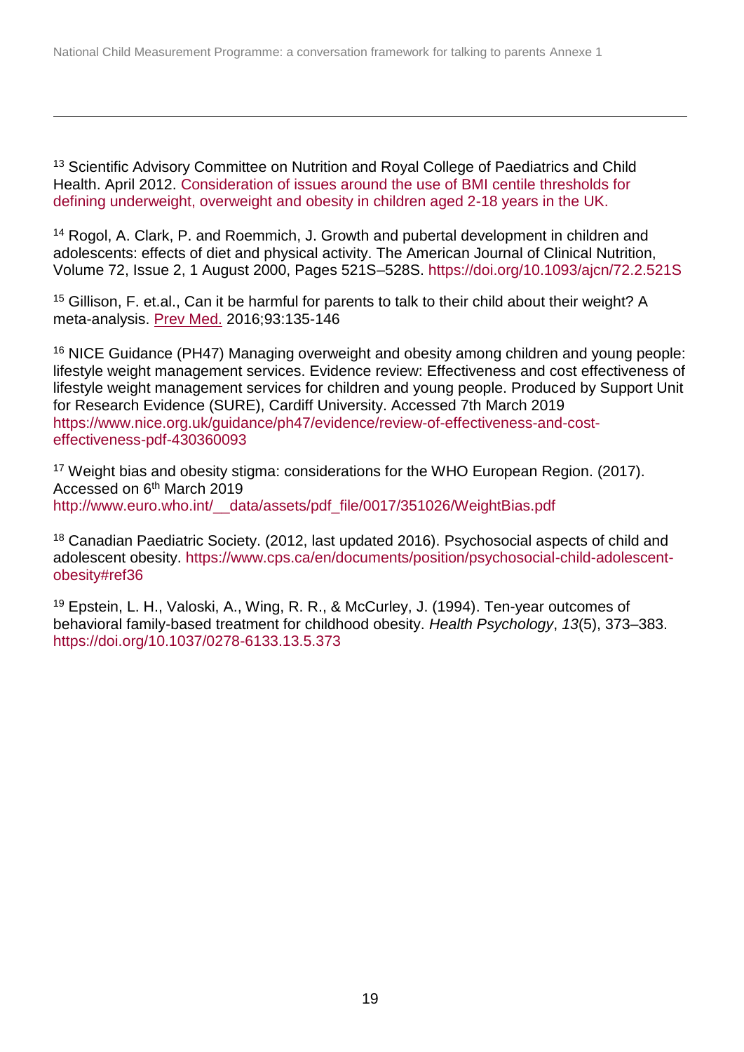[13] Scientific Advisory Committee on Nutrition and Royal College of Paediatrics and Child Health. April 2012. Consideration of issues around the use of BMI centile thresholds for defining underweight, overweight and obesity in children aged 2-18 years in the UK.

[14] Rogol, A. Clark, P. and Roemmich, J. Growth and pubertal development in children and adolescents: effects of diet and physical activity. The American Journal of Clinical Nutrition, Volume 72, Issue 2, 1 August 2000, Pages 521S–528S. https://doi.org/10.1093/ajcn/72.2.521S

[15] Gillison, F. et.al., Can it be harmful for parents to talk to their child about their weight? A meta-analysis. Prev Med. 2016;93:135-146

[16] NICE Guidance (PH47) Managing overweight and obesity among children and young people: lifestyle weight management services. Evidence review: Effectiveness and cost effectiveness of lifestyle weight management services for children and young people. Produced by Support Unit for Research Evidence (SURE), Cardiff University. Accessed 7th March 2019 https://www.nice.org.uk/guidance/ph47/evidence/review-of-effectiveness-and-cost-effectiveness-pdf-430360093

[17] Weight bias and obesity stigma: considerations for the WHO European Region. (2017). Accessed on 6th March 2019 http://www.euro.who.int/__data/assets/pdf_file/0017/351026/WeightBias.pdf

[18] Canadian Paediatric Society. (2012, last updated 2016). Psychosocial aspects of child and adolescent obesity. https://www.cps.ca/en/documents/position/psychosocial-child-adolescent-obesity#ref36

[19] Epstein, L. H., Valoski, A., Wing, R. R., & McCurley, J. (1994). Ten-year outcomes of behavioral family-based treatment for childhood obesity. *Health Psychology*, *13*(5), 373–383. https://doi.org/10.1037/0278-6133.13.5.373